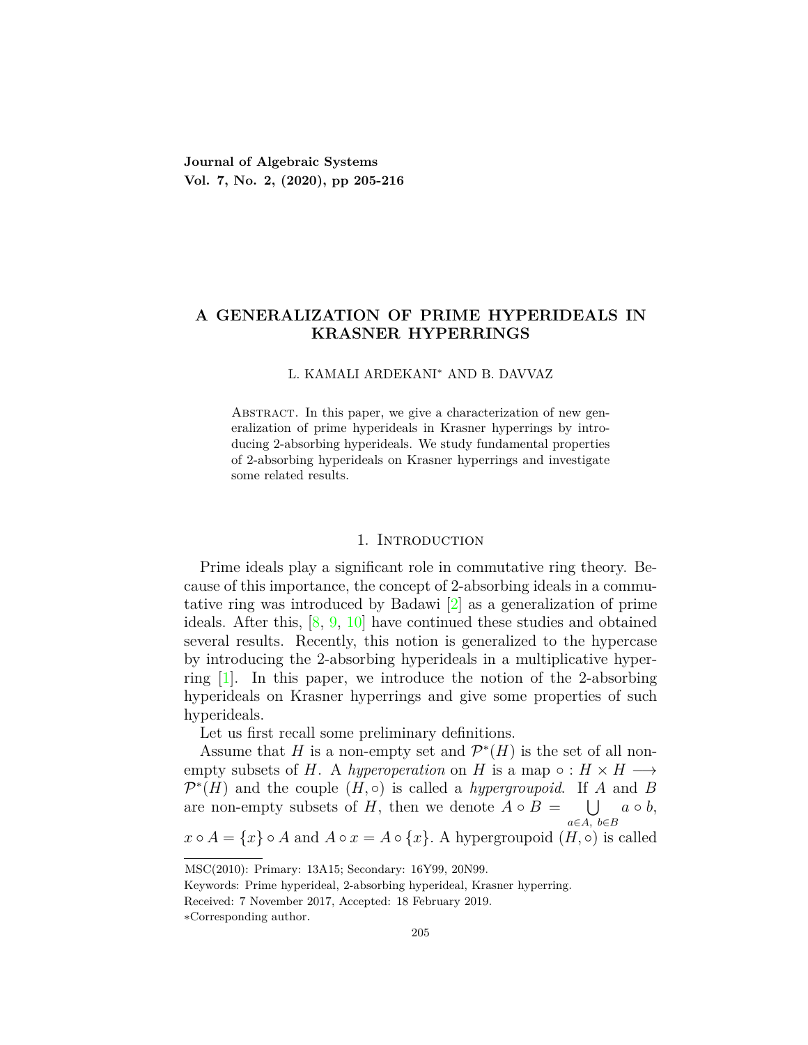# A GENERALIZATION OF PRIME HYPERIDEALS IN KRASNER HYPERRINGS

L. KAMALI ARDEKANI* AND B. DAVVAZ

Abstract. In this paper, we give a characterization of new generalization of prime hyperideals in Krasner hyperrings by introducing 2-absorbing hyperideals. We study fundamental properties of 2-absorbing hyperideals on Krasner hyperrings and investigate some related results.

## 1. Introduction

Prime ideals play a significant role in commutative ring theory. Because of this importance, the concept of 2-absorbing ideals in a commutative ring was introduced by Badawi [2] as a generalization of prime ideals. After this, [8, 9, 10] have continued these studies and obtained several results. Recently, this notion is generalized to the hypercase by introducing the 2-absorbing hyperideals in a multiplicative hyperring [1]. In this paper, we introduce the notion of the 2-absorbing hyperideals on Krasner hyperrings and give some properties of such hyperideals.

Let us first recall some preliminary definitions.

Assume that $H$ is a non-empty set and $\mathcal{P}^*(H)$ is the set of all non-empty subsets of $H$. A *hyperoperation* on $H$ is a map $\circ : H \times H \longrightarrow \mathcal{P}^*(H)$ and the couple $(H, \circ)$ is called a *hypergroupoid*. If $A$ and $B$ are non-empty subsets of $H$, then we denote $A \circ B = \bigcup_{a \in A,\ b \in B} a \circ b$, $x \circ A = \{x\} \circ A$ and $A \circ x = A \circ \{x\}$. A hypergroupoid $(H, \circ)$ is called

MSC(2010): Primary: 13A15; Secondary: 16Y99, 20N99.

Keywords: Prime hyperideal, 2-absorbing hyperideal, Krasner hyperring.

Received: 7 November 2017, Accepted: 18 February 2019.

*Corresponding author.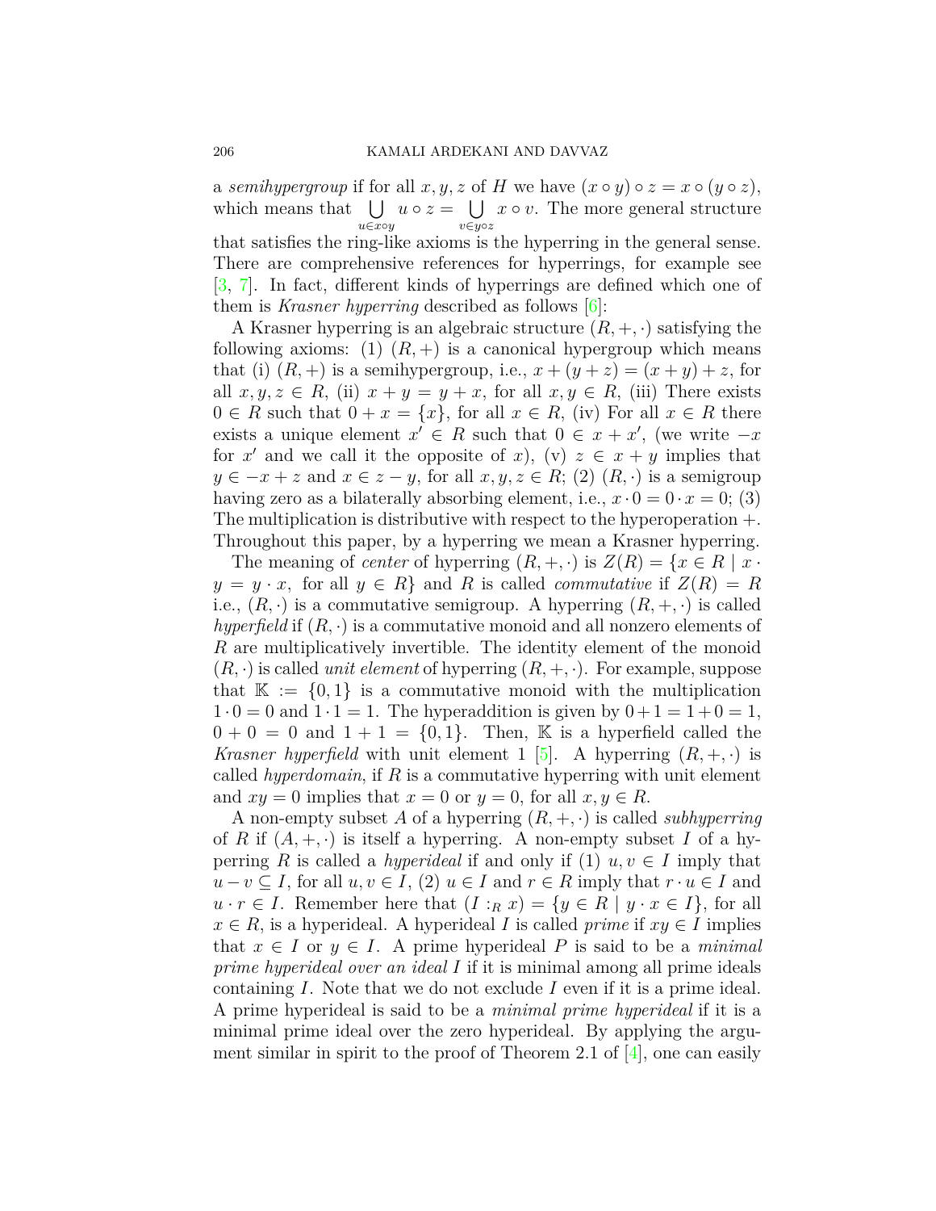a *semihypergroup* if for all $x, y, z$ of $H$ we have $(x \circ y) \circ z = x \circ (y \circ z)$, which means that $\bigcup_{u \in x \circ y} u \circ z = \bigcup_{v \in y \circ z} x \circ v$. The more general structure that satisfies the ring-like axioms is the hyperring in the general sense. There are comprehensive references for hyperrings, for example see [3, 7]. In fact, different kinds of hyperrings are defined which one of them is *Krasner hyperring* described as follows [6]:

A Krasner hyperring is an algebraic structure $(R, +, \cdot)$ satisfying the following axioms: (1) $(R, +)$ is a canonical hypergroup which means that (i) $(R, +)$ is a semihypergroup, i.e., $x + (y + z) = (x + y) + z$, for all $x, y, z \in R$, (ii) $x + y = y + x$, for all $x, y \in R$, (iii) There exists $0 \in R$ such that $0 + x = \{x\}$, for all $x \in R$, (iv) For all $x \in R$ there exists a unique element $x' \in R$ such that $0 \in x + x'$, (we write $-x$ for $x'$ and we call it the opposite of $x$), (v) $z \in x + y$ implies that $y \in -x + z$ and $x \in z - y$, for all $x, y, z \in R$; (2) $(R, \cdot)$ is a semigroup having zero as a bilaterally absorbing element, i.e., $x \cdot 0 = 0 \cdot x = 0$; (3) The multiplication is distributive with respect to the hyperoperation $+$. Throughout this paper, by a hyperring we mean a Krasner hyperring.

The meaning of *center* of hyperring $(R, +, \cdot)$ is $Z(R) = \{x \in R \mid x \cdot y = y \cdot x, \text{ for all } y \in R\}$ and $R$ is called *commutative* if $Z(R) = R$ i.e., $(R, \cdot)$ is a commutative semigroup. A hyperring $(R, +, \cdot)$ is called *hyperfield* if $(R, \cdot)$ is a commutative monoid and all nonzero elements of $R$ are multiplicatively invertible. The identity element of the monoid $(R, \cdot)$ is called *unit element* of hyperring $(R, +, \cdot)$. For example, suppose that $\mathbb{K} := \{0, 1\}$ is a commutative monoid with the multiplication $1 \cdot 0 = 0$ and $1 \cdot 1 = 1$. The hyperaddition is given by $0 + 1 = 1 + 0 = 1$, $0 + 0 = 0$ and $1 + 1 = \{0, 1\}$. Then, $\mathbb{K}$ is a hyperfield called the *Krasner hyperfield* with unit element 1 [5]. A hyperring $(R, +, \cdot)$ is called *hyperdomain*, if $R$ is a commutative hyperring with unit element and $xy = 0$ implies that $x = 0$ or $y = 0$, for all $x, y \in R$.

A non-empty subset $A$ of a hyperring $(R, +, \cdot)$ is called *subhyperring* of $R$ if $(A, +, \cdot)$ is itself a hyperring. A non-empty subset $I$ of a hyperring $R$ is called a *hyperideal* if and only if (1) $u, v \in I$ imply that $u - v \subseteq I$, for all $u, v \in I$, (2) $u \in I$ and $r \in R$ imply that $r \cdot u \in I$ and $u \cdot r \in I$. Remember here that $(I :_R x) = \{y \in R \mid y \cdot x \in I\}$, for all $x \in R$, is a hyperideal. A hyperideal $I$ is called *prime* if $xy \in I$ implies that $x \in I$ or $y \in I$. A prime hyperideal $P$ is said to be a *minimal prime hyperideal over an ideal* $I$ if it is minimal among all prime ideals containing $I$. Note that we do not exclude $I$ even if it is a prime ideal. A prime hyperideal is said to be a *minimal prime hyperideal* if it is a minimal prime ideal over the zero hyperideal. By applying the argument similar in spirit to the proof of Theorem 2.1 of [4], one can easily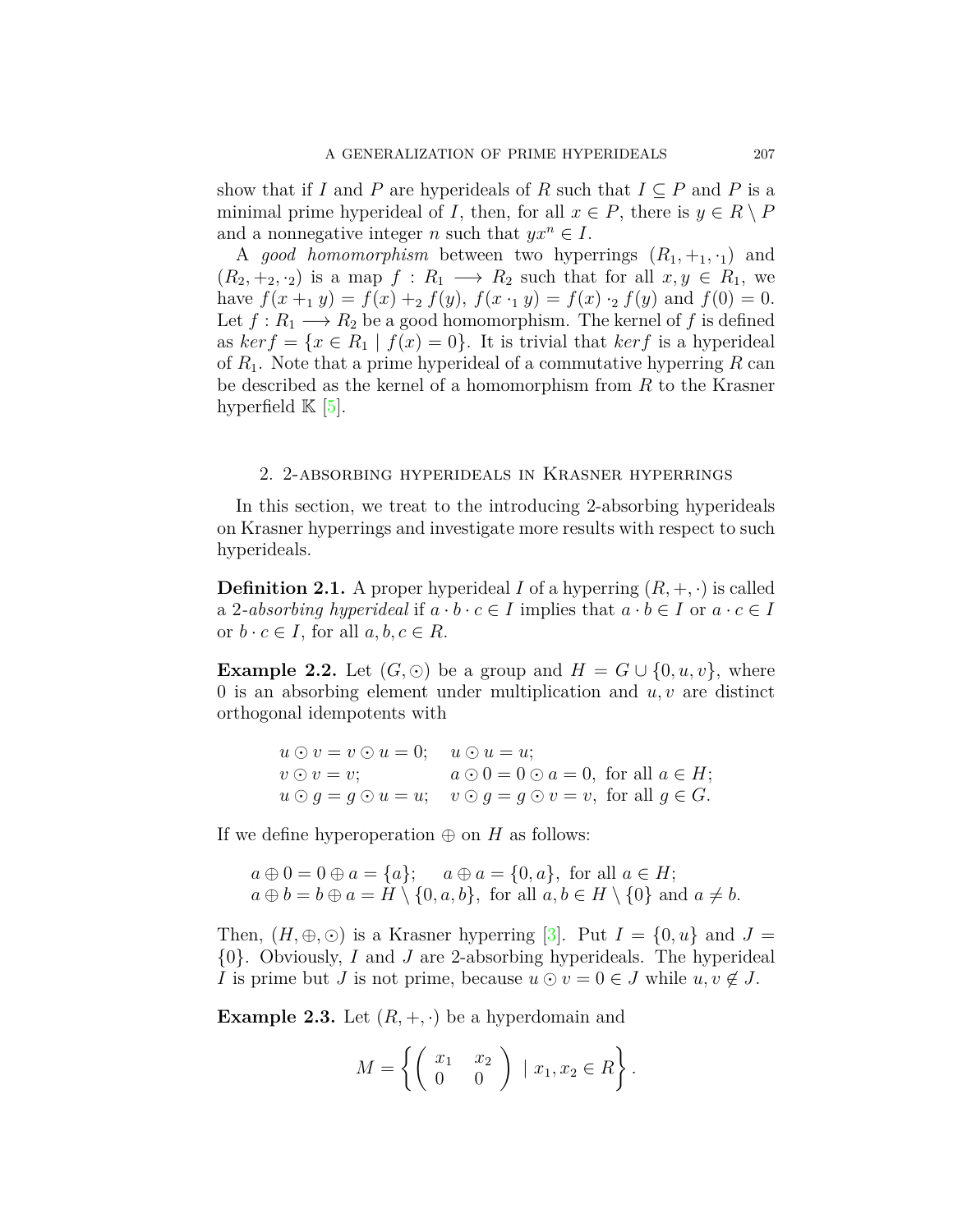show that if $I$ and $P$ are hyperideals of $R$ such that $I \subseteq P$ and $P$ is a minimal prime hyperideal of $I$, then, for all $x \in P$, there is $y \in R \setminus P$ and a nonnegative integer $n$ such that $yx^n \in I$.

A *good homomorphism* between two hyperrings $(R_1, +_1, \cdot_1)$ and $(R_2, +_2, \cdot_2)$ is a map $f : R_1 \longrightarrow R_2$ such that for all $x, y \in R_1$, we have $f(x +_1 y) = f(x) +_2 f(y)$, $f(x \cdot_1 y) = f(x) \cdot_2 f(y)$ and $f(0) = 0$. Let $f : R_1 \longrightarrow R_2$ be a good homomorphism. The kernel of $f$ is defined as $ker f = \{x \in R_1 \mid f(x) = 0\}$. It is trivial that $ker f$ is a hyperideal of $R_1$. Note that a prime hyperideal of a commutative hyperring $R$ can be described as the kernel of a homomorphism from $R$ to the Krasner hyperfield $\mathbb{K}$ [5].

## 2. 2-absorbing hyperideals in Krasner hyperrings

In this section, we treat to the introducing 2-absorbing hyperideals on Krasner hyperrings and investigate more results with respect to such hyperideals.

**Definition 2.1.** A proper hyperideal $I$ of a hyperring $(R, +, \cdot)$ is called a 2*-absorbing hyperideal* if $a \cdot b \cdot c \in I$ implies that $a \cdot b \in I$ or $a \cdot c \in I$ or $b \cdot c \in I$, for all $a, b, c \in R$.

**Example 2.2.** Let $(G, \odot)$ be a group and $H = G \cup \{0, u, v\}$, where $0$ is an absorbing element under multiplication and $u, v$ are distinct orthogonal idempotents with

$$\begin{array}{ll} u \odot v = v \odot u = 0; & u \odot u = u; \\ v \odot v = v; & a \odot 0 = 0 \odot a = 0, \text{ for all } a \in H; \\ u \odot g = g \odot u = u; & v \odot g = g \odot v = v, \text{ for all } g \in G. \end{array}$$

If we define hyperoperation $\oplus$ on $H$ as follows:

$$\begin{array}{l} a \oplus 0 = 0 \oplus a = \{a\}; \quad a \oplus a = \{0, a\}, \text{ for all } a \in H; \\ a \oplus b = b \oplus a = H \setminus \{0, a, b\}, \text{ for all } a, b \in H \setminus \{0\} \text{ and } a \neq b. \end{array}$$

Then, $(H, \oplus, \odot)$ is a Krasner hyperring [3]. Put $I = \{0, u\}$ and $J = \{0\}$. Obviously, $I$ and $J$ are 2-absorbing hyperideals. The hyperideal $I$ is prime but $J$ is not prime, because $u \odot v = 0 \in J$ while $u, v \notin J$.

**Example 2.3.** Let $(R, +, \cdot)$ be a hyperdomain and

$$M = \left\{ \begin{pmatrix} x_1 & x_2 \\ 0 & 0 \end{pmatrix} \mid x_1, x_2 \in R \right\}.$$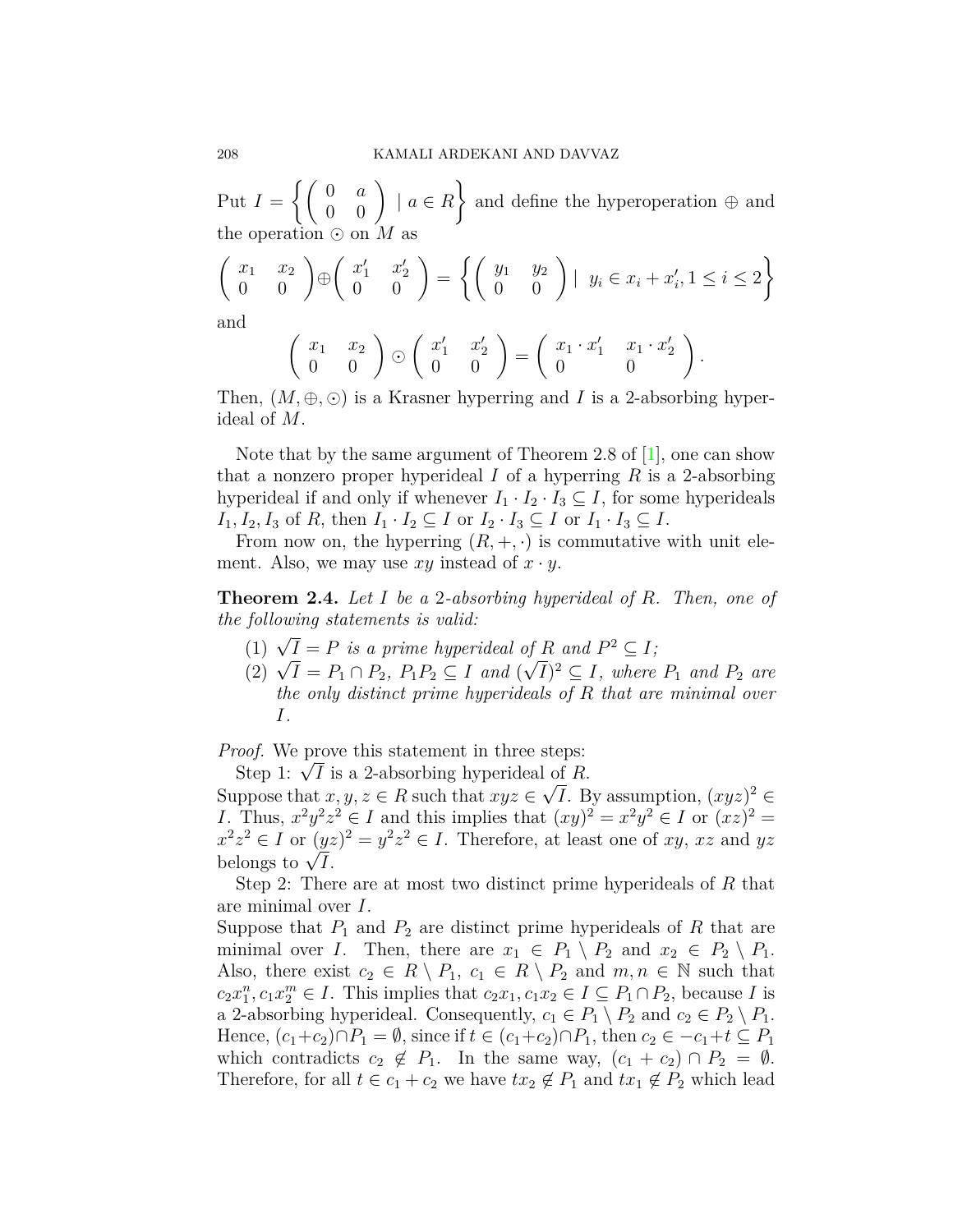Put $I = \left\{ \begin{pmatrix} 0 & a \\ 0 & 0 \end{pmatrix} \mid a \in R \right\}$ and define the hyperoperation $\oplus$ and the operation $\odot$ on $M$ as

$$\begin{pmatrix} x_1 & x_2 \\ 0 & 0 \end{pmatrix} \oplus \begin{pmatrix} x'_1 & x'_2 \\ 0 & 0 \end{pmatrix} = \left\{ \begin{pmatrix} y_1 & y_2 \\ 0 & 0 \end{pmatrix} \mid \; y_i \in x_i + x'_i, 1 \leq i \leq 2 \right\}$$

and

$$\begin{pmatrix} x_1 & x_2 \\ 0 & 0 \end{pmatrix} \odot \begin{pmatrix} x'_1 & x'_2 \\ 0 & 0 \end{pmatrix} = \begin{pmatrix} x_1 \cdot x'_1 & x_1 \cdot x'_2 \\ 0 & 0 \end{pmatrix}.$$

Then, $(M, \oplus, \odot)$ is a Krasner hyperring and $I$ is a 2-absorbing hyperideal of $M$.

Note that by the same argument of Theorem 2.8 of [1], one can show that a nonzero proper hyperideal $I$ of a hyperring $R$ is a 2-absorbing hyperideal if and only if whenever $I_1 \cdot I_2 \cdot I_3 \subseteq I$, for some hyperideals $I_1, I_2, I_3$ of $R$, then $I_1 \cdot I_2 \subseteq I$ or $I_2 \cdot I_3 \subseteq I$ or $I_1 \cdot I_3 \subseteq I$.

From now on, the hyperring $(R, +, \cdot)$ is commutative with unit element. Also, we may use $xy$ instead of $x \cdot y$.

**Theorem 2.4.** *Let $I$ be a 2-absorbing hyperideal of $R$. Then, one of the following statements is valid:*

1. *$\sqrt{I} = P$ is a prime hyperideal of $R$ and $P^2 \subseteq I$;*
2. *$\sqrt{I} = P_1 \cap P_2$, $P_1P_2 \subseteq I$ and $(\sqrt{I})^2 \subseteq I$, where $P_1$ and $P_2$ are the only distinct prime hyperideals of $R$ that are minimal over $I$.*

*Proof.* We prove this statement in three steps:

Step 1: $\sqrt{I}$ is a 2-absorbing hyperideal of $R$.
Suppose that $x, y, z \in R$ such that $xyz \in \sqrt{I}$. By assumption, $(xyz)^2 \in I$. Thus, $x^2y^2z^2 \in I$ and this implies that $(xy)^2 = x^2y^2 \in I$ or $(xz)^2 = x^2z^2 \in I$ or $(yz)^2 = y^2z^2 \in I$. Therefore, at least one of $xy$, $xz$ and $yz$ belongs to $\sqrt{I}$.

Step 2: There are at most two distinct prime hyperideals of $R$ that are minimal over $I$.
Suppose that $P_1$ and $P_2$ are distinct prime hyperideals of $R$ that are minimal over $I$. Then, there are $x_1 \in P_1 \setminus P_2$ and $x_2 \in P_2 \setminus P_1$. Also, there exist $c_2 \in R \setminus P_1$, $c_1 \in R \setminus P_2$ and $m, n \in \mathbb{N}$ such that $c_2x_1^n, c_1x_2^m \in I$. This implies that $c_2x_1, c_1x_2 \in I \subseteq P_1 \cap P_2$, because $I$ is a 2-absorbing hyperideal. Consequently, $c_1 \in P_1 \setminus P_2$ and $c_2 \in P_2 \setminus P_1$. Hence, $(c_1 + c_2) \cap P_1 = \emptyset$, since if $t \in (c_1 + c_2) \cap P_1$, then $c_2 \in -c_1 + t \subseteq P_1$ which contradicts $c_2 \notin P_1$. In the same way, $(c_1 + c_2) \cap P_2 = \emptyset$. Therefore, for all $t \in c_1 + c_2$ we have $tx_2 \notin P_1$ and $tx_1 \notin P_2$ which lead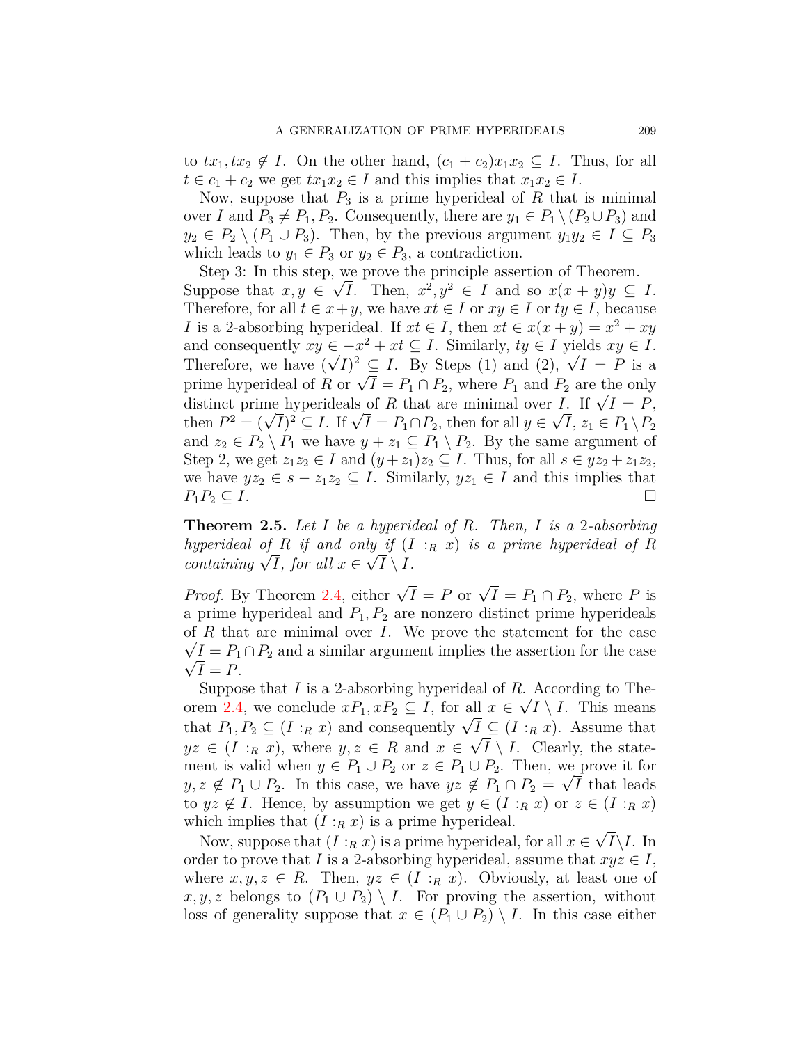to $tx_1, tx_2 \notin I$. On the other hand, $(c_1 + c_2)x_1x_2 \subseteq I$. Thus, for all $t \in c_1 + c_2$ we get $tx_1x_2 \in I$ and this implies that $x_1x_2 \in I$.

Now, suppose that $P_3$ is a prime hyperideal of $R$ that is minimal over $I$ and $P_3 \neq P_1, P_2$. Consequently, there are $y_1 \in P_1 \setminus (P_2 \cup P_3)$ and $y_2 \in P_2 \setminus (P_1 \cup P_3)$. Then, by the previous argument $y_1y_2 \in I \subseteq P_3$ which leads to $y_1 \in P_3$ or $y_2 \in P_3$, a contradiction.

Step 3: In this step, we prove the principle assertion of Theorem. Suppose that $x, y \in \sqrt{I}$. Then, $x^2, y^2 \in I$ and so $x(x+y)y \subseteq I$. Therefore, for all $t \in x+y$, we have $xt \in I$ or $xy \in I$ or $ty \in I$, because $I$ is a 2-absorbing hyperideal. If $xt \in I$, then $xt \in x(x+y) = x^2 + xy$ and consequently $xy \in -x^2 + xt \subseteq I$. Similarly, $ty \in I$ yields $xy \in I$. Therefore, we have $(\sqrt{I})^2 \subseteq I$. By Steps (1) and (2), $\sqrt{I} = P$ is a prime hyperideal of $R$ or $\sqrt{I} = P_1 \cap P_2$, where $P_1$ and $P_2$ are the only distinct prime hyperideals of $R$ that are minimal over $I$. If $\sqrt{I} = P$, then $P^2 = (\sqrt{I})^2 \subseteq I$. If $\sqrt{I} = P_1 \cap P_2$, then for all $y \in \sqrt{I}$, $z_1 \in P_1 \setminus P_2$ and $z_2 \in P_2 \setminus P_1$ we have $y + z_1 \subseteq P_1 \setminus P_2$. By the same argument of Step 2, we get $z_1z_2 \in I$ and $(y + z_1)z_2 \subseteq I$. Thus, for all $s \in yz_2 + z_1z_2$, we have $yz_2 \in s - z_1z_2 \subseteq I$. Similarly, $yz_1 \in I$ and this implies that $P_1P_2 \subseteq I$. $\square$

**Theorem 2.5.** *Let $I$ be a hyperideal of $R$. Then, $I$ is a 2-absorbing hyperideal of $R$ if and only if $(I :_R x)$ is a prime hyperideal of $R$ containing $\sqrt{I}$, for all $x \in \sqrt{I} \setminus I$.*

*Proof.* By Theorem 2.4, either $\sqrt{I} = P$ or $\sqrt{I} = P_1 \cap P_2$, where $P$ is a prime hyperideal and $P_1, P_2$ are nonzero distinct prime hyperideals of $R$ that are minimal over $I$. We prove the statement for the case $\sqrt{I} = P_1 \cap P_2$ and a similar argument implies the assertion for the case $\sqrt{I} = P$.

Suppose that $I$ is a 2-absorbing hyperideal of $R$. According to Theorem 2.4, we conclude $xP_1, xP_2 \subseteq I$, for all $x \in \sqrt{I} \setminus I$. This means that $P_1, P_2 \subseteq (I :_R x)$ and consequently $\sqrt{I} \subseteq (I :_R x)$. Assume that $yz \in (I :_R x)$, where $y, z \in R$ and $x \in \sqrt{I} \setminus I$. Clearly, the statement is valid when $y \in P_1 \cup P_2$ or $z \in P_1 \cup P_2$. Then, we prove it for $y, z \notin P_1 \cup P_2$. In this case, we have $yz \notin P_1 \cap P_2 = \sqrt{I}$ that leads to $yz \notin I$. Hence, by assumption we get $y \in (I :_R x)$ or $z \in (I :_R x)$ which implies that $(I :_R x)$ is a prime hyperideal.

Now, suppose that $(I :_R x)$ is a prime hyperideal, for all $x \in \sqrt{I} \setminus I$. In order to prove that $I$ is a 2-absorbing hyperideal, assume that $xyz \in I$, where $x, y, z \in R$. Then, $yz \in (I :_R x)$. Obviously, at least one of $x, y, z$ belongs to $(P_1 \cup P_2) \setminus I$. For proving the assertion, without loss of generality suppose that $x \in (P_1 \cup P_2) \setminus I$. In this case either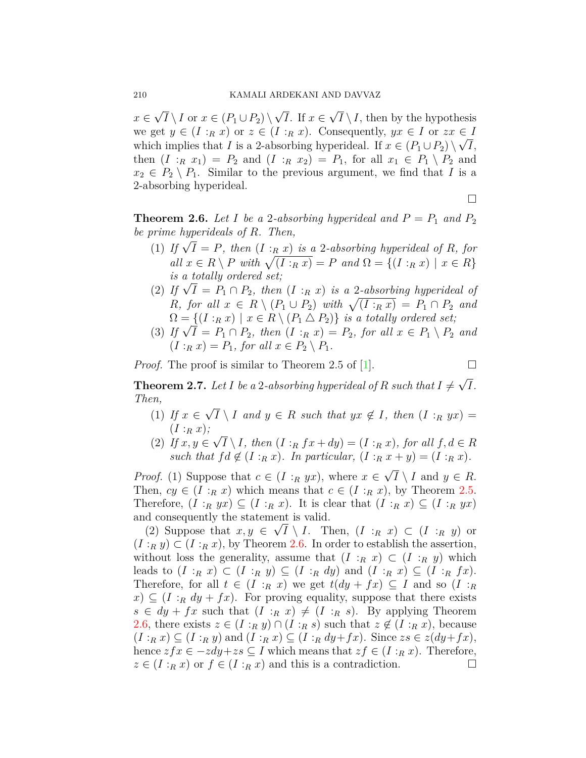$x \in \sqrt{I} \setminus I$ or $x \in (P_1 \cup P_2) \setminus \sqrt{I}$. If $x \in \sqrt{I} \setminus I$, then by the hypothesis we get $y \in (I :_R x)$ or $z \in (I :_R x)$. Consequently, $yx \in I$ or $zx \in I$ which implies that $I$ is a 2-absorbing hyperideal. If $x \in (P_1 \cup P_2) \setminus \sqrt{I}$, then $(I :_R x_1) = P_2$ and $(I :_R x_2) = P_1$, for all $x_1 \in P_1 \setminus P_2$ and $x_2 \in P_2 \setminus P_1$. Similar to the previous argument, we find that $I$ is a 2-absorbing hyperideal.

□

**Theorem 2.6.** *Let $I$ be a 2-absorbing hyperideal and $P = P_1$ and $P_2$ be prime hyperideals of $R$. Then,*

1. *If $\sqrt{I} = P$, then $(I :_R x)$ is a 2-absorbing hyperideal of $R$, for all $x \in R \setminus P$ with $\sqrt{(I :_R x)} = P$ and $\Omega = \{(I :_R x) \mid x \in R\}$ is a totally ordered set;*
2. *If $\sqrt{I} = P_1 \cap P_2$, then $(I :_R x)$ is a 2-absorbing hyperideal of $R$, for all $x \in R \setminus (P_1 \cup P_2)$ with $\sqrt{(I :_R x)} = P_1 \cap P_2$ and $\Omega = \{(I :_R x) \mid x \in R \setminus (P_1 \triangle P_2)\}$ is a totally ordered set;*
3. *If $\sqrt{I} = P_1 \cap P_2$, then $(I :_R x) = P_2$, for all $x \in P_1 \setminus P_2$ and $(I :_R x) = P_1$, for all $x \in P_2 \setminus P_1$.*

*Proof.* The proof is similar to Theorem 2.5 of [1]. □

**Theorem 2.7.** *Let $I$ be a 2-absorbing hyperideal of $R$ such that $I \neq \sqrt{I}$. Then,*

1. *If $x \in \sqrt{I} \setminus I$ and $y \in R$ such that $yx \notin I$, then $(I :_R yx) = (I :_R x)$;*
2. *If $x, y \in \sqrt{I} \setminus I$, then $(I :_R fx + dy) = (I :_R x)$, for all $f, d \in R$ such that $fd \notin (I :_R x)$. In particular, $(I :_R x + y) = (I :_R x)$.*

*Proof.* (1) Suppose that $c \in (I :_R yx)$, where $x \in \sqrt{I} \setminus I$ and $y \in R$. Then, $cy \in (I :_R x)$ which means that $c \in (I :_R x)$, by Theorem 2.5. Therefore, $(I :_R yx) \subseteq (I :_R x)$. It is clear that $(I :_R x) \subseteq (I :_R yx)$ and consequently the statement is valid.

(2) Suppose that $x, y \in \sqrt{I} \setminus I$. Then, $(I :_R x) \subset (I :_R y)$ or $(I :_R y) \subset (I :_R x)$, by Theorem 2.6. In order to establish the assertion, without loss the generality, assume that $(I :_R x) \subset (I :_R y)$ which leads to $(I :_R x) \subset (I :_R y) \subseteq (I :_R dy)$ and $(I :_R x) \subseteq (I :_R fx)$. Therefore, for all $t \in (I :_R x)$ we get $t(dy + fx) \subseteq I$ and so $(I :_R x) \subseteq (I :_R dy + fx)$. For proving equality, suppose that there exists $s \in dy + fx$ such that $(I :_R x) \neq (I :_R s)$. By applying Theorem 2.6, there exists $z \in (I :_R y) \cap (I :_R s)$ such that $z \notin (I :_R x)$, because $(I :_R x) \subseteq (I :_R y)$ and $(I :_R x) \subseteq (I :_R dy + fx)$. Since $zs \in z(dy + fx)$, hence $zfx \in -zdy + zs \subseteq I$ which means that $zf \in (I :_R x)$. Therefore, $z \in (I :_R x)$ or $f \in (I :_R x)$ and this is a contradiction. □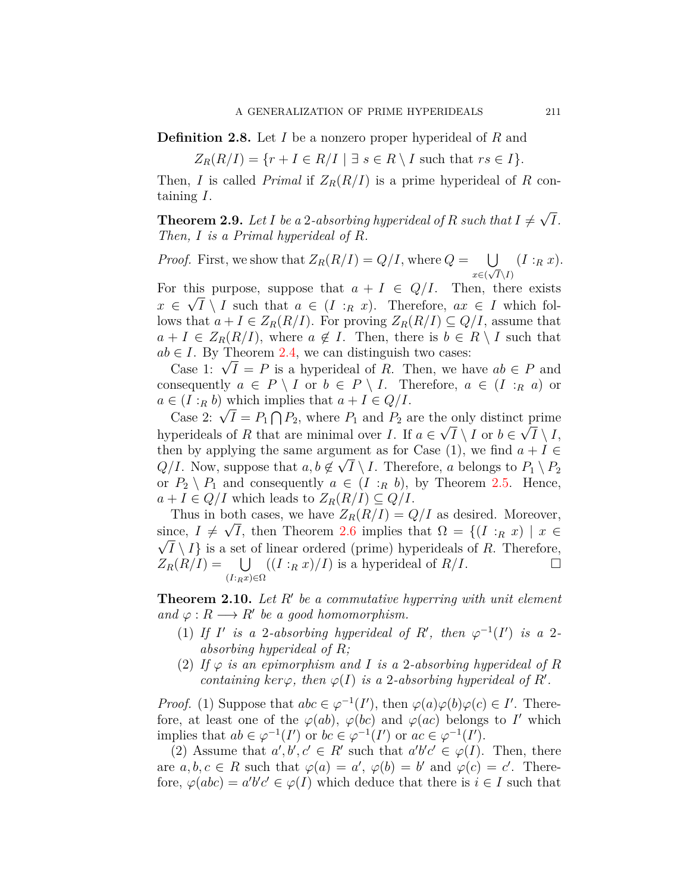**Definition 2.8.** Let $I$ be a nonzero proper hyperideal of $R$ and

$$Z_R(R/I) = \{r + I \in R/I \mid \exists\ s \in R \setminus I \text{ such that } rs \in I\}.$$

Then, $I$ is called *Primal* if $Z_R(R/I)$ is a prime hyperideal of $R$ containing $I$.

**Theorem 2.9.** *Let $I$ be a 2-absorbing hyperideal of $R$ such that $I \neq \sqrt{I}$. Then, $I$ is a Primal hyperideal of $R$.*

*Proof.* First, we show that $Z_R(R/I) = Q/I$, where $Q = \bigcup_{x \in (\sqrt{I} \setminus I)} (I :_R x)$. For this purpose, suppose that $a + I \in Q/I$. Then, there exists $x \in \sqrt{I} \setminus I$ such that $a \in (I :_R x)$. Therefore, $ax \in I$ which follows that $a + I \in Z_R(R/I)$. For proving $Z_R(R/I) \subseteq Q/I$, assume that $a + I \in Z_R(R/I)$, where $a \notin I$. Then, there is $b \in R \setminus I$ such that $ab \in I$. By Theorem 2.4, we can distinguish two cases:

Case 1: $\sqrt{I} = P$ is a hyperideal of $R$. Then, we have $ab \in P$ and consequently $a \in P \setminus I$ or $b \in P \setminus I$. Therefore, $a \in (I :_R a)$ or $a \in (I :_R b)$ which implies that $a + I \in Q/I$.

Case 2: $\sqrt{I} = P_1 \bigcap P_2$, where $P_1$ and $P_2$ are the only distinct prime hyperideals of $R$ that are minimal over $I$. If $a \in \sqrt{I} \setminus I$ or $b \in \sqrt{I} \setminus I$, then by applying the same argument as for Case (1), we find $a + I \in Q/I$. Now, suppose that $a, b \notin \sqrt{I} \setminus I$. Therefore, $a$ belongs to $P_1 \setminus P_2$ or $P_2 \setminus P_1$ and consequently $a \in (I :_R b)$, by Theorem 2.5. Hence, $a + I \in Q/I$ which leads to $Z_R(R/I) \subseteq Q/I$.

Thus in both cases, we have $Z_R(R/I) = Q/I$ as desired. Moreover, since, $I \neq \sqrt{I}$, then Theorem 2.6 implies that $\Omega = \{(I :_R x) \mid x \in \sqrt{I} \setminus I\}$ is a set of linear ordered (prime) hyperideals of $R$. Therefore, $Z_R(R/I) = \bigcup_{(I:_R x) \in \Omega} ((I :_R x)/I)$ is a hyperideal of $R/I$. □

**Theorem 2.10.** *Let $R'$ be a commutative hyperring with unit element and $\varphi : R \longrightarrow R'$ be a good homomorphism.*

1. *If $I'$ is a 2-absorbing hyperideal of $R'$, then $\varphi^{-1}(I')$ is a 2-absorbing hyperideal of $R$;*
2. *If $\varphi$ is an epimorphism and $I$ is a 2-absorbing hyperideal of $R$ containing $ker\varphi$, then $\varphi(I)$ is a 2-absorbing hyperideal of $R'$.*

*Proof.* (1) Suppose that $abc \in \varphi^{-1}(I')$, then $\varphi(a)\varphi(b)\varphi(c) \in I'$. Therefore, at least one of the $\varphi(ab)$, $\varphi(bc)$ and $\varphi(ac)$ belongs to $I'$ which implies that $ab \in \varphi^{-1}(I')$ or $bc \in \varphi^{-1}(I')$ or $ac \in \varphi^{-1}(I')$.

(2) Assume that $a', b', c' \in R'$ such that $a'b'c' \in \varphi(I)$. Then, there are $a, b, c \in R$ such that $\varphi(a) = a'$, $\varphi(b) = b'$ and $\varphi(c) = c'$. Therefore, $\varphi(abc) = a'b'c' \in \varphi(I)$ which deduce that there is $i \in I$ such that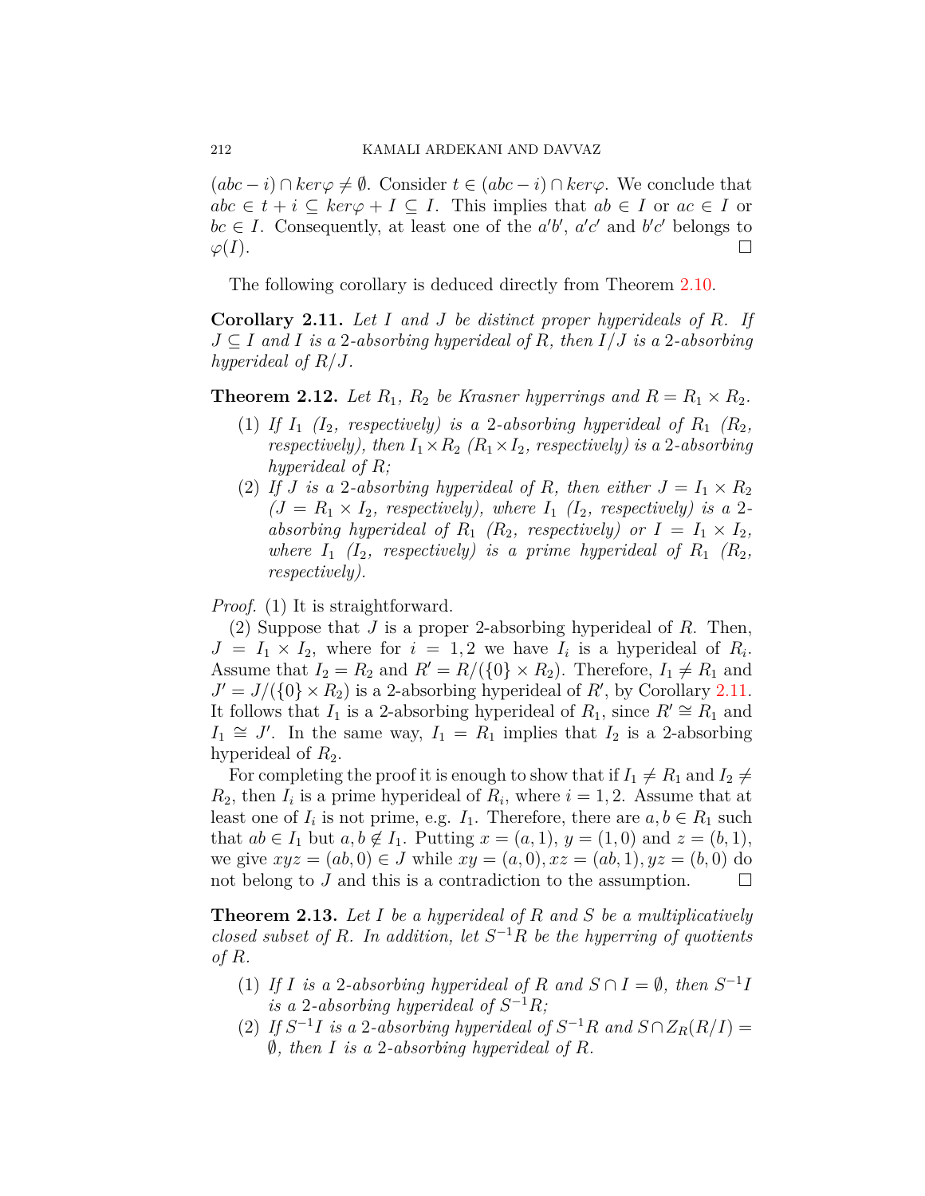$(abc - i) \cap ker\varphi \neq \emptyset$. Consider $t \in (abc - i) \cap ker\varphi$. We conclude that $abc \in t + i \subseteq ker\varphi + I \subseteq I$. This implies that $ab \in I$ or $ac \in I$ or $bc \in I$. Consequently, at least one of the $a'b'$, $a'c'$ and $b'c'$ belongs to $\varphi(I)$. □

The following corollary is deduced directly from Theorem 2.10.

**Corollary 2.11.** *Let $I$ and $J$ be distinct proper hyperideals of $R$. If $J \subseteq I$ and $I$ is a 2-absorbing hyperideal of $R$, then $I/J$ is a 2-absorbing hyperideal of $R/J$.*

**Theorem 2.12.** *Let $R_1$, $R_2$ be Krasner hyperrings and $R = R_1 \times R_2$.*

1. *If $I_1$ ($I_2$, respectively) is a 2-absorbing hyperideal of $R_1$ ($R_2$, respectively), then $I_1 \times R_2$ ($R_1 \times I_2$, respectively) is a 2-absorbing hyperideal of $R$;*
2. *If $J$ is a 2-absorbing hyperideal of $R$, then either $J = I_1 \times R_2$ ($J = R_1 \times I_2$, respectively), where $I_1$ ($I_2$, respectively) is a 2-absorbing hyperideal of $R_1$ ($R_2$, respectively) or $I = I_1 \times I_2$, where $I_1$ ($I_2$, respectively) is a prime hyperideal of $R_1$ ($R_2$, respectively).*

*Proof.* (1) It is straightforward.

(2) Suppose that $J$ is a proper 2-absorbing hyperideal of $R$. Then, $J = I_1 \times I_2$, where for $i = 1, 2$ we have $I_i$ is a hyperideal of $R_i$. Assume that $I_2 = R_2$ and $R' = R/(\{0\} \times R_2)$. Therefore, $I_1 \neq R_1$ and $J' = J/(\{0\} \times R_2)$ is a 2-absorbing hyperideal of $R'$, by Corollary 2.11. It follows that $I_1$ is a 2-absorbing hyperideal of $R_1$, since $R' \cong R_1$ and $I_1 \cong J'$. In the same way, $I_1 = R_1$ implies that $I_2$ is a 2-absorbing hyperideal of $R_2$.

For completing the proof it is enough to show that if $I_1 \neq R_1$ and $I_2 \neq R_2$, then $I_i$ is a prime hyperideal of $R_i$, where $i = 1, 2$. Assume that at least one of $I_i$ is not prime, e.g. $I_1$. Therefore, there are $a, b \in R_1$ such that $ab \in I_1$ but $a, b \notin I_1$. Putting $x = (a, 1)$, $y = (1, 0)$ and $z = (b, 1)$, we give $xyz = (ab, 0) \in J$ while $xy = (a, 0), xz = (ab, 1), yz = (b, 0)$ do not belong to $J$ and this is a contradiction to the assumption. □

**Theorem 2.13.** *Let $I$ be a hyperideal of $R$ and $S$ be a multiplicatively closed subset of $R$. In addition, let $S^{-1}R$ be the hyperring of quotients of $R$.*

1. *If $I$ is a 2-absorbing hyperideal of $R$ and $S \cap I = \emptyset$, then $S^{-1}I$ is a 2-absorbing hyperideal of $S^{-1}R$;*
2. *If $S^{-1}I$ is a 2-absorbing hyperideal of $S^{-1}R$ and $S \cap Z_R(R/I) = \emptyset$, then $I$ is a 2-absorbing hyperideal of $R$.*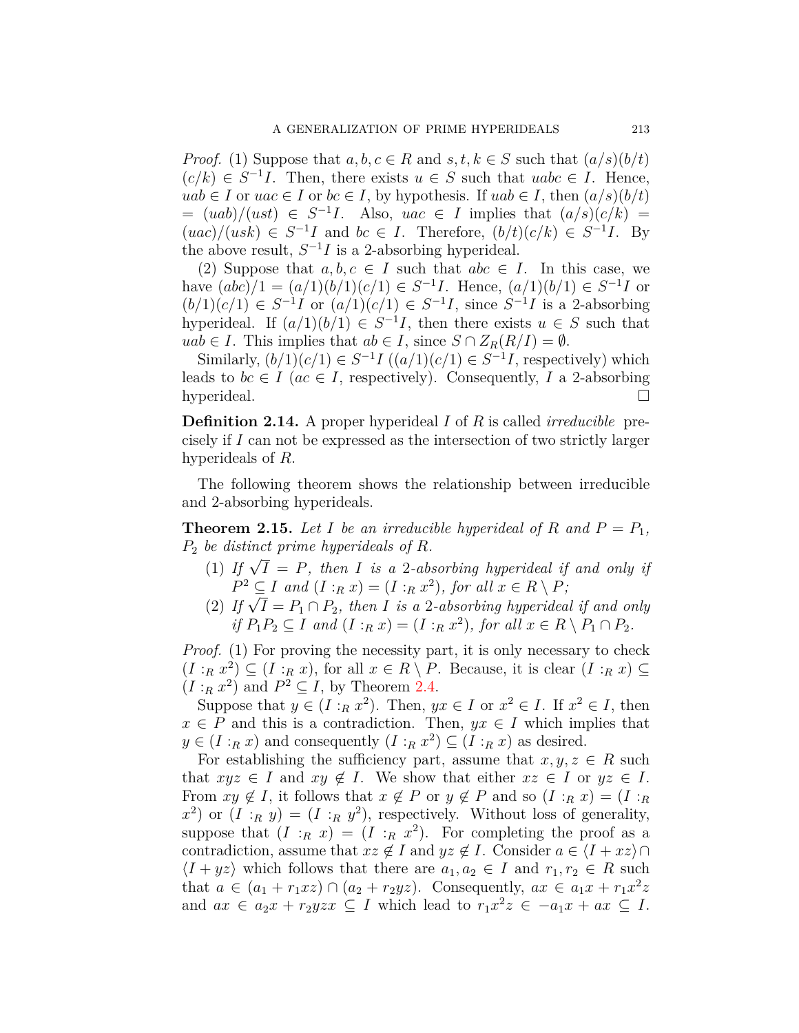*Proof.* (1) Suppose that $a, b, c \in R$ and $s, t, k \in S$ such that $(a/s)(b/t)(c/k) \in S^{-1}I$. Then, there exists $u \in S$ such that $uabc \in I$. Hence, $uab \in I$ or $uac \in I$ or $bc \in I$, by hypothesis. If $uab \in I$, then $(a/s)(b/t) = (uab)/(ust) \in S^{-1}I$. Also, $uac \in I$ implies that $(a/s)(c/k) = (uac)/(usk) \in S^{-1}I$ and $bc \in I$. Therefore, $(b/t)(c/k) \in S^{-1}I$. By the above result, $S^{-1}I$ is a 2-absorbing hyperideal.

(2) Suppose that $a, b, c \in I$ such that $abc \in I$. In this case, we have $(abc)/1 = (a/1)(b/1)(c/1) \in S^{-1}I$. Hence, $(a/1)(b/1) \in S^{-1}I$ or $(b/1)(c/1) \in S^{-1}I$ or $(a/1)(c/1) \in S^{-1}I$, since $S^{-1}I$ is a 2-absorbing hyperideal. If $(a/1)(b/1) \in S^{-1}I$, then there exists $u \in S$ such that $uab \in I$. This implies that $ab \in I$, since $S \cap Z_R(R/I) = \emptyset$.

Similarly, $(b/1)(c/1) \in S^{-1}I$ ($(a/1)(c/1) \in S^{-1}I$, respectively) which leads to $bc \in I$ ($ac \in I$, respectively). Consequently, $I$ a 2-absorbing hyperideal. □

**Definition 2.14.** A proper hyperideal $I$ of $R$ is called *irreducible* precisely if $I$ can not be expressed as the intersection of two strictly larger hyperideals of $R$.

The following theorem shows the relationship between irreducible and 2-absorbing hyperideals.

**Theorem 2.15.** *Let $I$ be an irreducible hyperideal of $R$ and $P = P_1$, $P_2$ be distinct prime hyperideals of $R$.*

1. *If $\sqrt{I} = P$, then $I$ is a 2-absorbing hyperideal if and only if $P^2 \subseteq I$ and $(I :_R x) = (I :_R x^2)$, for all $x \in R \setminus P$;*
2. *If $\sqrt{I} = P_1 \cap P_2$, then $I$ is a 2-absorbing hyperideal if and only if $P_1P_2 \subseteq I$ and $(I :_R x) = (I :_R x^2)$, for all $x \in R \setminus P_1 \cap P_2$.*

*Proof.* (1) For proving the necessity part, it is only necessary to check $(I :_R x^2) \subseteq (I :_R x)$, for all $x \in R \setminus P$. Because, it is clear $(I :_R x) \subseteq (I :_R x^2)$ and $P^2 \subseteq I$, by Theorem 2.4.

Suppose that $y \in (I :_R x^2)$. Then, $yx \in I$ or $x^2 \in I$. If $x^2 \in I$, then $x \in P$ and this is a contradiction. Then, $yx \in I$ which implies that $y \in (I :_R x)$ and consequently $(I :_R x^2) \subseteq (I :_R x)$ as desired.

For establishing the sufficiency part, assume that $x, y, z \in R$ such that $xyz \in I$ and $xy \notin I$. We show that either $xz \in I$ or $yz \in I$. From $xy \notin I$, it follows that $x \notin P$ or $y \notin P$ and so $(I :_R x) = (I :_R x^2)$ or $(I :_R y) = (I :_R y^2)$, respectively. Without loss of generality, suppose that $(I :_R x) = (I :_R x^2)$. For completing the proof as a contradiction, assume that $xz \notin I$ and $yz \notin I$. Consider $a \in \langle I + xz\rangle \cap \langle I + yz\rangle$ which follows that there are $a_1, a_2 \in I$ and $r_1, r_2 \in R$ such that $a \in (a_1 + r_1xz) \cap (a_2 + r_2yz)$. Consequently, $ax \in a_1x + r_1x^2z$ and $ax \in a_2x + r_2yzx \subseteq I$ which lead to $r_1x^2z \in -a_1x + ax \subseteq I$.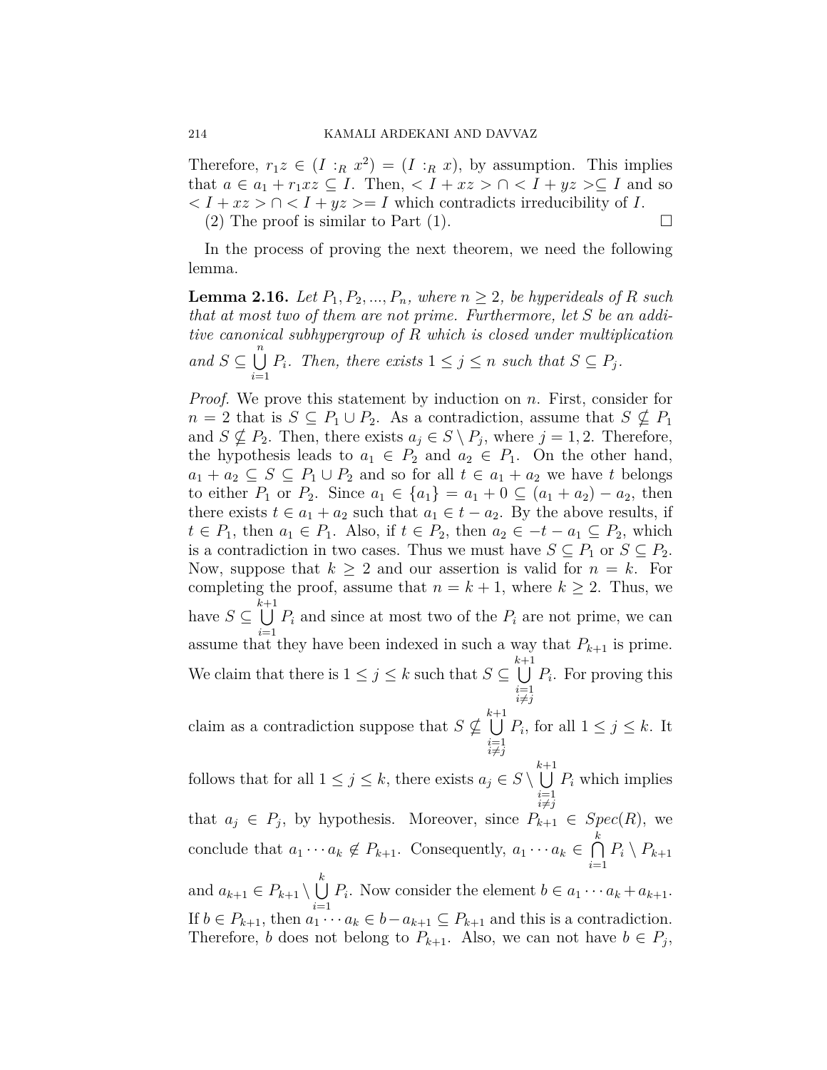Therefore, $r_1 z \in (I :_R x^2) = (I :_R x)$, by assumption. This implies that $a \in a_1 + r_1 xz \subseteq I$. Then, $< I + xz > \cap < I + yz > \subseteq I$ and so $< I + xz > \cap < I + yz >= I$ which contradicts irreducibility of $I$.

(2) The proof is similar to Part (1). $\square$

In the process of proving the next theorem, we need the following lemma.

**Lemma 2.16.** *Let $P_1, P_2, ..., P_n$, where $n \geq 2$, be hyperideals of $R$ such that at most two of them are not prime. Furthermore, let $S$ be an additive canonical subhypergroup of $R$ which is closed under multiplication and $S \subseteq \bigcup_{i=1}^{n} P_i$. Then, there exists $1 \leq j \leq n$ such that $S \subseteq P_j$.*

*Proof.* We prove this statement by induction on $n$. First, consider for $n = 2$ that is $S \subseteq P_1 \cup P_2$. As a contradiction, assume that $S \nsubseteq P_1$ and $S \nsubseteq P_2$. Then, there exists $a_j \in S \setminus P_j$, where $j = 1, 2$. Therefore, the hypothesis leads to $a_1 \in P_2$ and $a_2 \in P_1$. On the other hand, $a_1 + a_2 \subseteq S \subseteq P_1 \cup P_2$ and so for all $t \in a_1 + a_2$ we have $t$ belongs to either $P_1$ or $P_2$. Since $a_1 \in \{a_1\} = a_1 + 0 \subseteq (a_1 + a_2) - a_2$, then there exists $t \in a_1 + a_2$ such that $a_1 \in t - a_2$. By the above results, if $t \in P_1$, then $a_1 \in P_1$. Also, if $t \in P_2$, then $a_2 \in -t - a_1 \subseteq P_2$, which is a contradiction in two cases. Thus we must have $S \subseteq P_1$ or $S \subseteq P_2$. Now, suppose that $k \geq 2$ and our assertion is valid for $n = k$. For completing the proof, assume that $n = k + 1$, where $k \geq 2$. Thus, we have $S \subseteq \bigcup_{i=1}^{k+1} P_i$ and since at most two of the $P_i$ are not prime, we can assume that they have been indexed in such a way that $P_{k+1}$ is prime. We claim that there is $1 \leq j \leq k$ such that $S \subseteq \bigcup_{\substack{i=1 \\ i \neq j}}^{k+1} P_i$. For proving this claim as a contradiction suppose that $S \nsubseteq \bigcup_{\substack{i=1 \\ i \neq j}}^{k+1} P_i$, for all $1 \leq j \leq k$. It follows that for all $1 \leq j \leq k$, there exists $a_j \in S \setminus \bigcup_{\substack{i=1 \\ i \neq j}}^{k+1} P_i$ which implies that $a_j \in P_j$, by hypothesis. Moreover, since $P_{k+1} \in Spec(R)$, we conclude that $a_1 \cdots a_k \notin P_{k+1}$. Consequently, $a_1 \cdots a_k \in \bigcap_{i=1}^{k} P_i \setminus P_{k+1}$ and $a_{k+1} \in P_{k+1} \setminus \bigcup_{i=1}^{k} P_i$. Now consider the element $b \in a_1 \cdots a_k + a_{k+1}$. If $b \in P_{k+1}$, then $a_1 \cdots a_k \in b - a_{k+1} \subseteq P_{k+1}$ and this is a contradiction. Therefore, $b$ does not belong to $P_{k+1}$. Also, we can not have $b \in P_j$,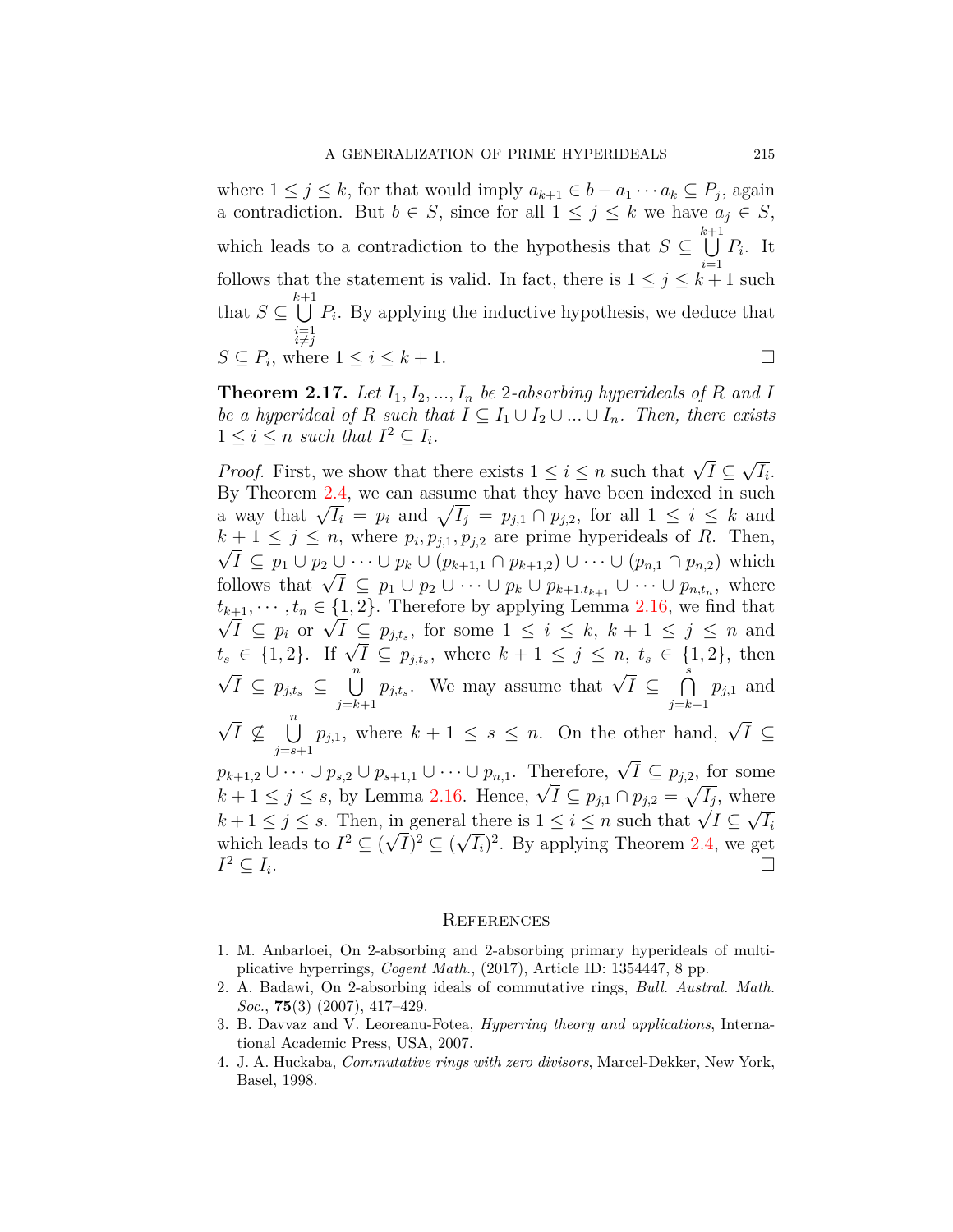where $1 \leq j \leq k$, for that would imply $a_{k+1} \in b - a_1 \cdots a_k \subseteq P_j$, again a contradiction. But $b \in S$, since for all $1 \leq j \leq k$ we have $a_j \in S$, which leads to a contradiction to the hypothesis that $S \subseteq \bigcup_{i=1}^{k+1} P_i$. It follows that the statement is valid. In fact, there is $1 \leq j \leq k+1$ such that $S \subseteq \bigcup_{\substack{i=1 \\ i \neq j}}^{k+1} P_i$. By applying the inductive hypothesis, we deduce that $S \subseteq P_i$, where $1 \leq i \leq k+1$. $\square$

**Theorem 2.17.** *Let $I_1, I_2, ..., I_n$ be 2-absorbing hyperideals of $R$ and $I$ be a hyperideal of $R$ such that $I \subseteq I_1 \cup I_2 \cup ... \cup I_n$. Then, there exists $1 \leq i \leq n$ such that $I^2 \subseteq I_i$.*

*Proof.* First, we show that there exists $1 \leq i \leq n$ such that $\sqrt{I} \subseteq \sqrt{I_i}$. By Theorem 2.4, we can assume that they have been indexed in such a way that $\sqrt{I_i} = p_i$ and $\sqrt{I_j} = p_{j,1} \cap p_{j,2}$, for all $1 \leq i \leq k$ and $k+1 \leq j \leq n$, where $p_i, p_{j,1}, p_{j,2}$ are prime hyperideals of $R$. Then, $\sqrt{I} \subseteq p_1 \cup p_2 \cup \cdots \cup p_k \cup (p_{k+1,1} \cap p_{k+1,2}) \cup \cdots \cup (p_{n,1} \cap p_{n,2})$ which follows that $\sqrt{I} \subseteq p_1 \cup p_2 \cup \cdots \cup p_k \cup p_{k+1,t_{k+1}} \cup \cdots \cup p_{n,t_n}$, where $t_{k+1}, \cdots, t_n \in \{1, 2\}$. Therefore by applying Lemma 2.16, we find that $\sqrt{I} \subseteq p_i$ or $\sqrt{I} \subseteq p_{j,t_s}$, for some $1 \leq i \leq k$, $k+1 \leq j \leq n$ and $t_s \in \{1, 2\}$. If $\sqrt{I} \subseteq p_{j,t_s}$, where $k+1 \leq j \leq n$, $t_s \in \{1, 2\}$, then $\sqrt{I} \subseteq p_{j,t_s} \subseteq \bigcup_{j=k+1}^{n} p_{j,t_s}$. We may assume that $\sqrt{I} \subseteq \bigcap_{j=k+1}^{s} p_{j,1}$ and $\sqrt{I} \nsubseteq \bigcup_{j=s+1}^{n} p_{j,1}$, where $k+1 \leq s \leq n$. On the other hand, $\sqrt{I} \subseteq p_{k+1,2} \cup \cdots \cup p_{s,2} \cup p_{s+1,1} \cup \cdots \cup p_{n,1}$. Therefore, $\sqrt{I} \subseteq p_{j,2}$, for some $k+1 \leq j \leq s$, by Lemma 2.16. Hence, $\sqrt{I} \subseteq p_{j,1} \cap p_{j,2} = \sqrt{I_j}$, where $k+1 \leq j \leq s$. Then, in general there is $1 \leq i \leq n$ such that $\sqrt{I} \subseteq \sqrt{I_i}$ which leads to $I^2 \subseteq (\sqrt{I})^2 \subseteq (\sqrt{I_i})^2$. By applying Theorem 2.4, we get $I^2 \subseteq I_i$. $\square$

## References

1. M. Anbarloei, On 2-absorbing and 2-absorbing primary hyperideals of multiplicative hyperrings, *Cogent Math.*, (2017), Article ID: 1354447, 8 pp.
2. A. Badawi, On 2-absorbing ideals of commutative rings, *Bull. Austral. Math. Soc.*, **75**(3) (2007), 417–429.
3. B. Davvaz and V. Leoreanu-Fotea, *Hyperring theory and applications*, International Academic Press, USA, 2007.
4. J. A. Huckaba, *Commutative rings with zero divisors*, Marcel-Dekker, New York, Basel, 1998.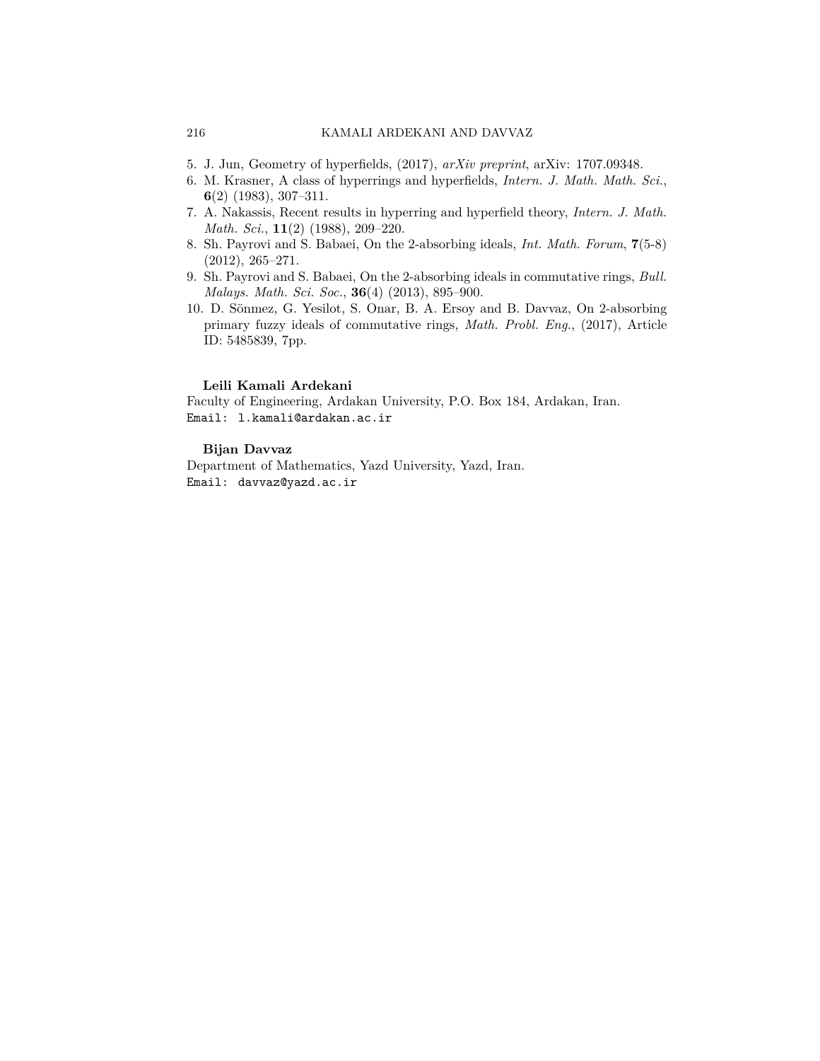5. J. Jun, Geometry of hyperfields, (2017), *arXiv preprint*, arXiv: 1707.09348.
6. M. Krasner, A class of hyperrings and hyperfields, *Intern. J. Math. Math. Sci.*, **6**(2) (1983), 307–311.
7. A. Nakassis, Recent results in hyperring and hyperfield theory, *Intern. J. Math. Math. Sci.*, **11**(2) (1988), 209–220.
8. Sh. Payrovi and S. Babaei, On the 2-absorbing ideals, *Int. Math. Forum*, **7**(5-8) (2012), 265–271.
9. Sh. Payrovi and S. Babaei, On the 2-absorbing ideals in commutative rings, *Bull. Malays. Math. Sci. Soc.*, **36**(4) (2013), 895–900.
10. D. Sönmez, G. Yesilot, S. Onar, B. A. Ersoy and B. Davvaz, On 2-absorbing primary fuzzy ideals of commutative rings, *Math. Probl. Eng.*, (2017), Article ID: 5485839, 7pp.

**Leili Kamali Ardekani**

Faculty of Engineering, Ardakan University, P.O. Box 184, Ardakan, Iran.
Email: `l.kamali@ardakan.ac.ir`

**Bijan Davvaz**

Department of Mathematics, Yazd University, Yazd, Iran.
Email: `davvaz@yazd.ac.ir`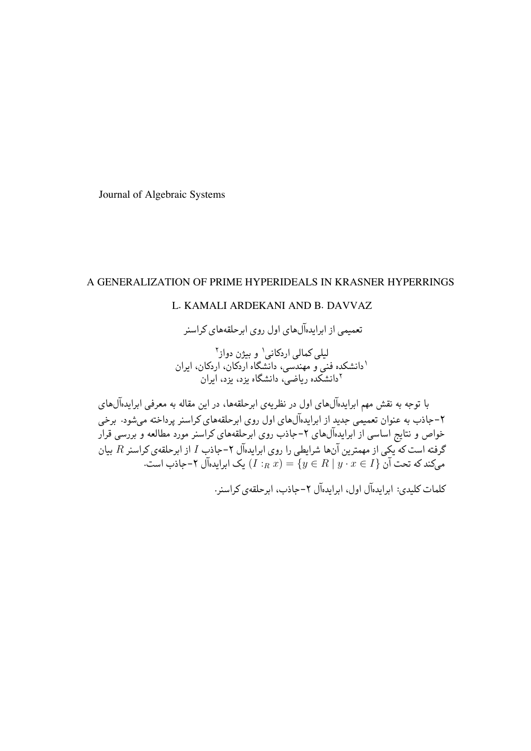Journal of Algebraic Systems

# A GENERALIZATION OF PRIME HYPERIDEALS IN KRASNER HYPERRINGS

## L. KAMALI ARDEKANI AND B. DAVVAZ

تعمیمی از ابرایده‌آل‌های اول روی ابرحلقه‌های کراسنر

لیلی کمالی اردکانی[۱] و بیژن دواز[۲]

[۱]دانشکده فنی و مهندسی، دانشگاه اردکان، اردکان، ایران

[۲]دانشکده ریاضی، دانشگاه یزد، یزد، ایران

با توجه به نقش مهم ابرایده‌آل‌های اول در نظریه‌ی ابرحلقه‌ها، در این مقاله به معرفی ابرایده‌آل‌های ۲-جاذب به عنوان تعمیمی جدید از ابرایده‌آل‌های اول روی ابرحلقه‌های کراسنر پرداخته می‌شود. برخی خواص و نتایج اساسی از ابرایده‌آل‌های ۲-جاذب روی ابرحلقه‌های کراسنر مورد مطالعه و بررسی قرار گرفته است که یکی از مهمترین آن‌ها شرایطی را روی ابرایده‌آل ۲-جاذب $I$ از ابرحلقه‌ی کراسنر $R$ بیان می‌کند که تحت آن $(I :_R x) = \{y \in R \mid y \cdot x \in I\}$ یک ابرایده‌آل ۲-جاذب است.

کلمات کلیدی: ابرایده‌آل اول، ابرایده‌آل ۲-جاذب، ابرحلقه‌ی کراسنر.